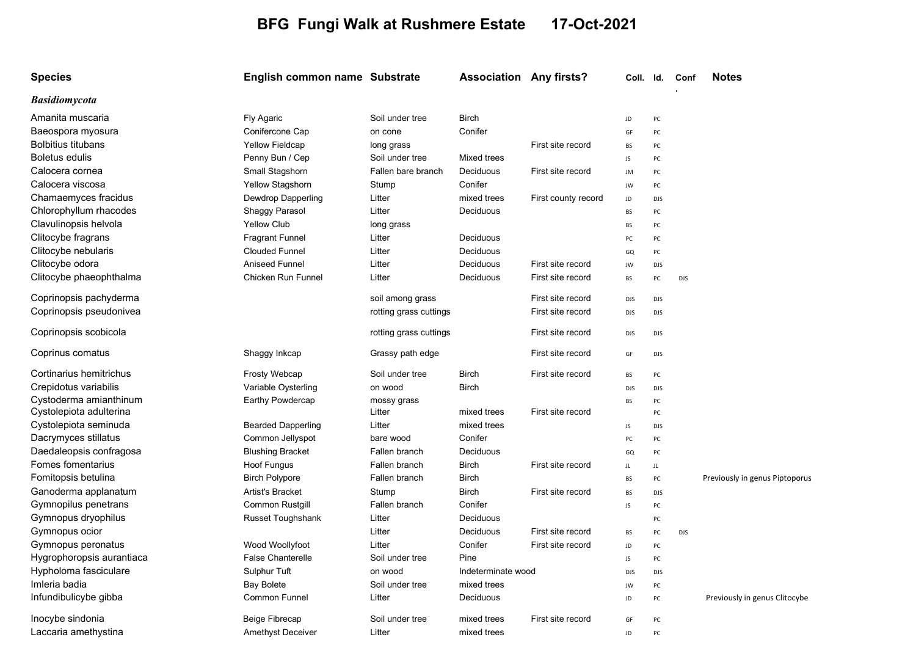# BFG Fungi Walk at Rushmere Estate 17-Oct-2021

| Species | English common name | Substrate | Association | Any firsts? | Coll. | Id. | Conf. | Notes |
|---|---|---|---|---|---|---|---|---|
| ***Basidiomycota*** | | | | | | | | |
| Amanita muscaria | Fly Agaric | Soil under tree | Birch | | JD | PC | | |
| Baeospora myosura | Conifercone Cap | on cone | Conifer | | GF | PC | | |
| Bolbitius titubans | Yellow Fieldcap | long grass | | First site record | BS | PC | | |
| Boletus edulis | Penny Bun / Cep | Soil under tree | Mixed trees | | JS | PC | | |
| Calocera cornea | Small Stagshorn | Fallen bare branch | Deciduous | First site record | JM | PC | | |
| Calocera viscosa | Yellow Stagshorn | Stump | Conifer | | JW | PC | | |
| Chamaemyces fracidus | Dewdrop Dapperling | Litter | mixed trees | First county record | JD | DJS | | |
| Chlorophyllum rhacodes | Shaggy Parasol | Litter | Deciduous | | BS | PC | | |
| Clavulinopsis helvola | Yellow Club | long grass | | | BS | PC | | |
| Clitocybe fragrans | Fragrant Funnel | Litter | Deciduous | | PC | PC | | |
| Clitocybe nebularis | Clouded Funnel | Litter | Deciduous | | GQ | PC | | |
| Clitocybe odora | Aniseed Funnel | Litter | Deciduous | First site record | JW | DJS | | |
| Clitocybe phaeophthalma | Chicken Run Funnel | Litter | Deciduous | First site record | BS | PC | DJS | |
| Coprinopsis pachyderma | | soil among grass | | First site record | DJS | DJS | | |
| Coprinopsis pseudonivea | | rotting grass cuttings | | First site record | DJS | DJS | | |
| Coprinopsis scobicola | | rotting grass cuttings | | First site record | DJS | DJS | | |
| Coprinus comatus | Shaggy Inkcap | Grassy path edge | | First site record | GF | DJS | | |
| Cortinarius hemitrichus | Frosty Webcap | Soil under tree | Birch | First site record | BS | PC | | |
| Crepidotus variabilis | Variable Oysterling | on wood | Birch | | DJS | DJS | | |
| Cystoderma amianthinum | Earthy Powdercap | mossy grass | | | BS | PC | | |
| Cystolepiota adulterina | | Litter | mixed trees | First site record | | PC | | |
| Cystolepiota seminuda | Bearded Dapperling | Litter | mixed trees | | JS | DJS | | |
| Dacrymyces stillatus | Common Jellyspot | bare wood | Conifer | | PC | PC | | |
| Daedaleopsis confragosa | Blushing Bracket | Fallen branch | Deciduous | | GQ | PC | | |
| Fomes fomentarius | Hoof Fungus | Fallen branch | Birch | First site record | JL | JL | | |
| Fomitopsis betulina | Birch Polypore | Fallen branch | Birch | | BS | PC | | Previously in genus Piptoporus |
| Ganoderma applanatum | Artist's Bracket | Stump | Birch | First site record | BS | DJS | | |
| Gymnopilus penetrans | Common Rustgill | Fallen branch | Conifer | | JS | PC | | |
| Gymnopus dryophilus | Russet Toughshank | Litter | Deciduous | | | PC | | |
| Gymnopus ocior | | Litter | Deciduous | First site record | BS | PC | DJS | |
| Gymnopus peronatus | Wood Woollyfoot | Litter | Conifer | First site record | JD | PC | | |
| Hygrophoropsis aurantiaca | False Chanterelle | Soil under tree | Pine | | JS | PC | | |
| Hypholoma fasciculare | Sulphur Tuft | on wood | Indeterminate wood | | DJS | DJS | | |
| Imleria badia | Bay Bolete | Soil under tree | mixed trees | | JW | PC | | |
| Infundibulicybe gibba | Common Funnel | Litter | Deciduous | | JD | PC | | Previously in genus Clitocybe |
| Inocybe sindonia | Beige Fibrecap | Soil under tree | mixed trees | First site record | GF | PC | | |
| Laccaria amethystina | Amethyst Deceiver | Litter | mixed trees | | JD | PC | | |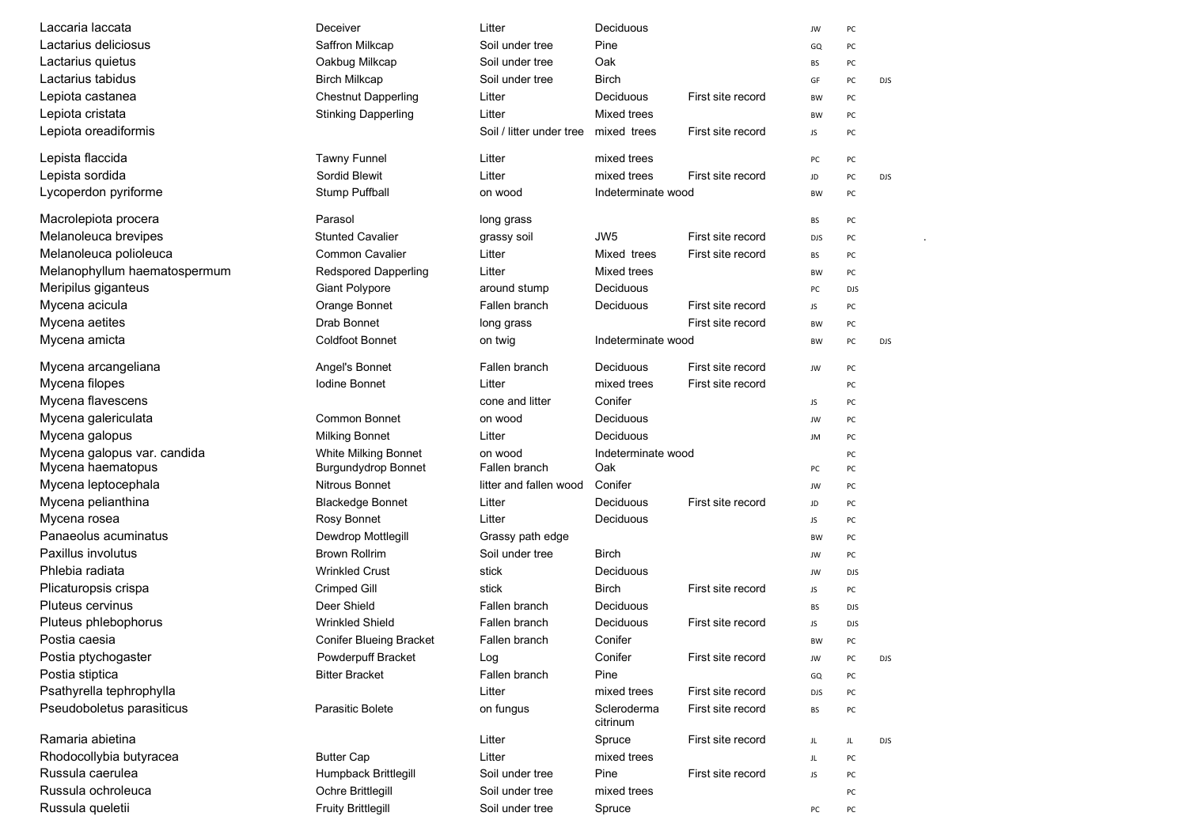| | | | | | | | |
|---|---|---|---|---|---|---|---|
| Laccaria laccata | Deceiver | Litter | Deciduous | | JW | PC | |
| Lactarius deliciosus | Saffron Milkcap | Soil under tree | Pine | | GQ | PC | |
| Lactarius quietus | Oakbug Milkcap | Soil under tree | Oak | | BS | PC | |
| Lactarius tabidus | Birch Milkcap | Soil under tree | Birch | | GF | PC | DJS |
| Lepiota castanea | Chestnut Dapperling | Litter | Deciduous | First site record | BW | PC | |
| Lepiota cristata | Stinking Dapperling | Litter | Mixed trees | | BW | PC | |
| Lepiota oreadiformis | | Soil / litter under tree | mixed trees | First site record | JS | PC | |
| Lepista flaccida | Tawny Funnel | Litter | mixed trees | | PC | PC | |
| Lepista sordida | Sordid Blewit | Litter | mixed trees | First site record | JD | PC | DJS |
| Lycoperdon pyriforme | Stump Puffball | on wood | Indeterminate wood | | BW | PC | |
| Macrolepiota procera | Parasol | long grass | | | BS | PC | |
| Melanoleuca brevipes | Stunted Cavalier | grassy soil | JW5 | First site record | DJS | PC | |
| Melanoleuca polioleuca | Common Cavalier | Litter | Mixed trees | First site record | BS | PC | |
| Melanophyllum haematospermum | Redspored Dapperling | Litter | Mixed trees | | BW | PC | |
| Meripilus giganteus | Giant Polypore | around stump | Deciduous | | PC | DJS | |
| Mycena acicula | Orange Bonnet | Fallen branch | Deciduous | First site record | JS | PC | |
| Mycena aetites | Drab Bonnet | long grass | | First site record | BW | PC | |
| Mycena amicta | Coldfoot Bonnet | on twig | Indeterminate wood | | BW | PC | DJS |
| Mycena arcangeliana | Angel's Bonnet | Fallen branch | Deciduous | First site record | JW | PC | |
| Mycena filopes | Iodine Bonnet | Litter | mixed trees | First site record | | PC | |
| Mycena flavescens | | cone and litter | Conifer | | JS | PC | |
| Mycena galericulata | Common Bonnet | on wood | Deciduous | | JW | PC | |
| Mycena galopus | Milking Bonnet | Litter | Deciduous | | JM | PC | |
| Mycena galopus var. candida | White Milking Bonnet | on wood | Indeterminate wood | | | PC | |
| Mycena haematopus | Burgundydrop Bonnet | Fallen branch | Oak | | PC | PC | |
| Mycena leptocephala | Nitrous Bonnet | litter and fallen wood | Conifer | | JW | PC | |
| Mycena pelianthina | Blackedge Bonnet | Litter | Deciduous | First site record | JD | PC | |
| Mycena rosea | Rosy Bonnet | Litter | Deciduous | | JS | PC | |
| Panaeolus acuminatus | Dewdrop Mottlegill | Grassy path edge | | | BW | PC | |
| Paxillus involutus | Brown Rollrim | Soil under tree | Birch | | JW | PC | |
| Phlebia radiata | Wrinkled Crust | stick | Deciduous | | JW | DJS | |
| Plicaturopsis crispa | Crimped Gill | stick | Birch | First site record | JS | PC | |
| Pluteus cervinus | Deer Shield | Fallen branch | Deciduous | | BS | DJS | |
| Pluteus phlebophorus | Wrinkled Shield | Fallen branch | Deciduous | First site record | JS | DJS | |
| Postia caesia | Conifer Blueing Bracket | Fallen branch | Conifer | | BW | PC | |
| Postia ptychogaster | Powderpuff Bracket | Log | Conifer | First site record | JW | PC | DJS |
| Postia stiptica | Bitter Bracket | Fallen branch | Pine | | GQ | PC | |
| Psathyrella tephrophylla | | Litter | mixed trees | First site record | DJS | PC | |
| Pseudoboletus parasiticus | Parasitic Bolete | on fungus | Scleroderma citrinum | First site record | BS | PC | |
| Ramaria abietina | | Litter | Spruce | First site record | JL | JL | DJS |
| Rhodocollybia butyracea | Butter Cap | Litter | mixed trees | | JL | PC | |
| Russula caerulea | Humpback Brittlegill | Soil under tree | Pine | First site record | JS | PC | |
| Russula ochroleuca | Ochre Brittlegill | Soil under tree | mixed trees | | | PC | |
| Russula queletii | Fruity Brittlegill | Soil under tree | Spruce | | PC | PC | |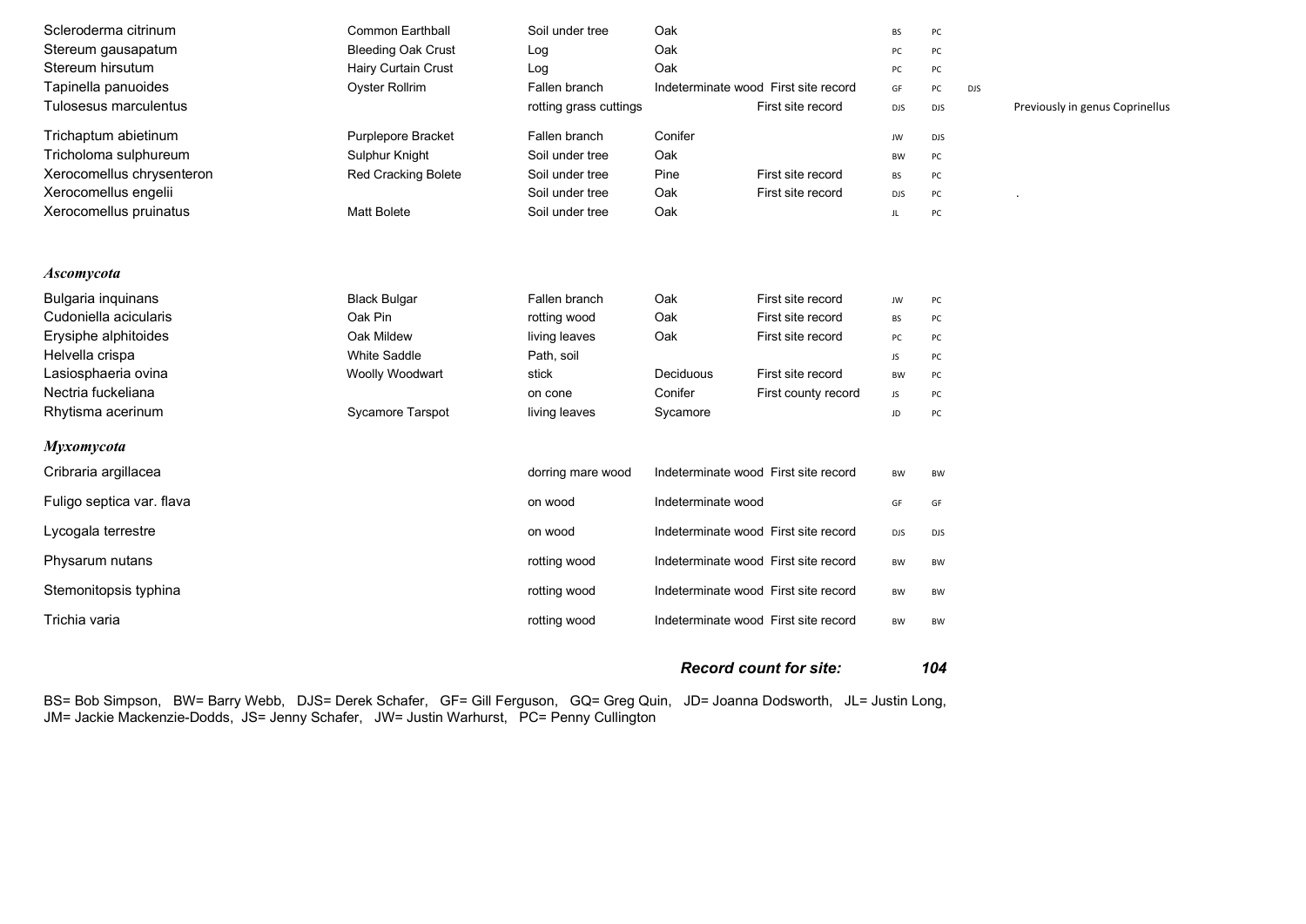| | | | | | | | | |
|---|---|---|---|---|---|---|---|---|
| Scleroderma citrinum | Common Earthball | Soil under tree | Oak | | BS | PC | | |
| Stereum gausapatum | Bleeding Oak Crust | Log | Oak | | PC | PC | | |
| Stereum hirsutum | Hairy Curtain Crust | Log | Oak | | PC | PC | | |
| Tapinella panuoides | Oyster Rollrim | Fallen branch | Indeterminate wood | First site record | GF | PC | DJS | |
| Tulosesus marculentus | | rotting grass cuttings | | First site record | DJS | DJS | | Previously in genus Coprinellus |
| Trichaptum abietinum | Purplepore Bracket | Fallen branch | Conifer | | JW | DJS | | |
| Tricholoma sulphureum | Sulphur Knight | Soil under tree | Oak | | BW | PC | | |
| Xerocomellus chrysenteron | Red Cracking Bolete | Soil under tree | Pine | First site record | BS | PC | | |
| Xerocomellus engelii | | Soil under tree | Oak | First site record | DJS | PC | | . |
| Xerocomellus pruinatus | Matt Bolete | Soil under tree | Oak | | JL | PC | | |
| ***Ascomycota*** | | | | | | | | |
| Bulgaria inquinans | Black Bulgar | Fallen branch | Oak | First site record | JW | PC | | |
| Cudoniella acicularis | Oak Pin | rotting wood | Oak | First site record | BS | PC | | |
| Erysiphe alphitoides | Oak Mildew | living leaves | Oak | First site record | PC | PC | | |
| Helvella crispa | White Saddle | Path, soil | | | JS | PC | | |
| Lasiosphaeria ovina | Woolly Woodwart | stick | Deciduous | First site record | BW | PC | | |
| Nectria fuckeliana | | on cone | Conifer | First county record | JS | PC | | |
| Rhytisma acerinum | Sycamore Tarspot | living leaves | Sycamore | | JD | PC | | |
| ***Myxomycota*** | | | | | | | | |
| Cribraria argillacea | | dorring mare wood | Indeterminate wood | First site record | BW | BW | | |
| Fuligo septica var. flava | | on wood | Indeterminate wood | | GF | GF | | |
| Lycogala terrestre | | on wood | Indeterminate wood | First site record | DJS | DJS | | |
| Physarum nutans | | rotting wood | Indeterminate wood | First site record | BW | BW | | |
| Stemonitopsis typhina | | rotting wood | Indeterminate wood | First site record | BW | BW | | |
| Trichia varia | | rotting wood | Indeterminate wood | First site record | BW | BW | | |

***Record count for site:*** ***104***

BS= Bob Simpson, BW= Barry Webb, DJS= Derek Schafer, GF= Gill Ferguson, GQ= Greg Quin, JD= Joanna Dodsworth, JL= Justin Long, JM= Jackie Mackenzie-Dodds, JS= Jenny Schafer, JW= Justin Warhurst, PC= Penny Cullington